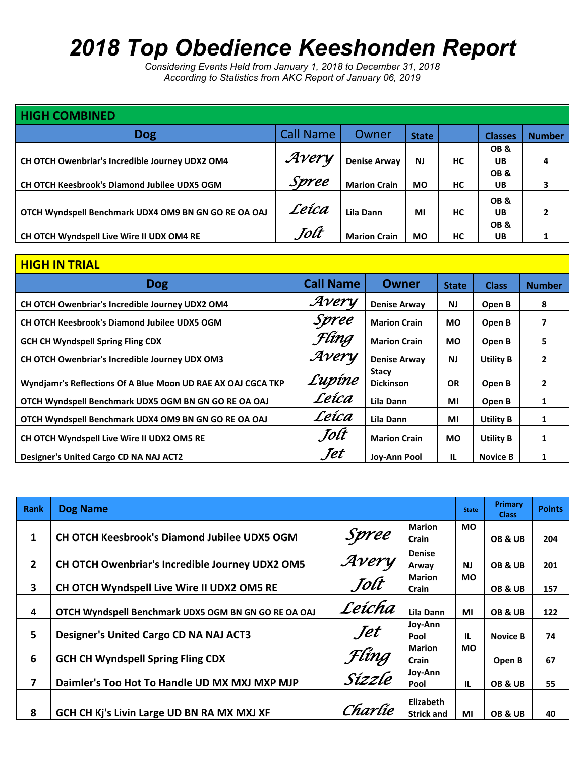# 2018 Top Obedience Keeshonden Report

*Considering Events Held from January 1, 2018 to December 31, 2018*
*According to Statistics from AKC Report of January 06, 2019*

## HIGH COMBINED

| Dog | Call Name | Owner | State | | Classes | Number |
|---|---|---|---|---|---|---|
| CH OTCH Owenbriar's Incredible Journey UDX2 OM4 | Avery | Denise Arway | NJ | HC | OB & UB | 4 |
| CH OTCH Keesbrook's Diamond Jubilee UDX5 OGM | Spree | Marion Crain | MO | HC | OB & UB | 3 |
| OTCH Wyndspell Benchmark UDX4 OM9 BN GN GO RE OA OAJ | Leica | Lila Dann | MI | HC | OB & UB | 2 |
| CH OTCH Wyndspell Live Wire II UDX OM4 RE | Jolt | Marion Crain | MO | HC | OB & UB | 1 |

## HIGH IN TRIAL

| Dog | Call Name | Owner | State | Class | Number |
|---|---|---|---|---|---|
| CH OTCH Owenbriar's Incredible Journey UDX2 OM4 | Avery | Denise Arway | NJ | Open B | 8 |
| CH OTCH Keesbrook's Diamond Jubilee UDX5 OGM | Spree | Marion Crain | MO | Open B | 7 |
| GCH CH Wyndspell Spring Fling CDX | Fling | Marion Crain | MO | Open B | 5 |
| CH OTCH Owenbriar's Incredible Journey UDX OM3 | Avery | Denise Arway | NJ | Utility B | 2 |
| Wyndjamr's Reflections Of A Blue Moon UD RAE AX OAJ CGCA TKP | Lupine | Stacy Dickinson | OR | Open B | 2 |
| OTCH Wyndspell Benchmark UDX5 OGM BN GN GO RE OA OAJ | Leica | Lila Dann | MI | Open B | 1 |
| OTCH Wyndspell Benchmark UDX4 OM9 BN GN GO RE OA OAJ | Leica | Lila Dann | MI | Utility B | 1 |
| CH OTCH Wyndspell Live Wire II UDX2 OM5 RE | Jolt | Marion Crain | MO | Utility B | 1 |
| Designer's United Cargo CD NA NAJ ACT2 | Jet | Joy-Ann Pool | IL | Novice B | 1 |

| Rank | Dog Name | | | State | Primary Class | Points |
|---|---|---|---|---|---|---|
| 1 | CH OTCH Keesbrook's Diamond Jubilee UDX5 OGM | Spree | Marion Crain | MO | OB & UB | 204 |
| 2 | CH OTCH Owenbriar's Incredible Journey UDX2 OM5 | Avery | Denise Arway | NJ | OB & UB | 201 |
| 3 | CH OTCH Wyndspell Live Wire II UDX2 OM5 RE | Jolt | Marion Crain | MO | OB & UB | 157 |
| 4 | OTCH Wyndspell Benchmark UDX5 OGM BN GN GO RE OA OAJ | Leicha | Lila Dann | MI | OB & UB | 122 |
| 5 | Designer's United Cargo CD NA NAJ ACT3 | Jet | Joy-Ann Pool | IL | Novice B | 74 |
| 6 | GCH CH Wyndspell Spring Fling CDX | Fling | Marion Crain | MO | Open B | 67 |
| 7 | Daimler's Too Hot To Handle UD MX MXJ MXP MJP | Sizzle | Joy-Ann Pool | IL | OB & UB | 55 |
| 8 | GCH CH Kj's Livin Large UD BN RA MX MXJ XF | Charlie | Elizabeth Strick and | MI | OB & UB | 40 |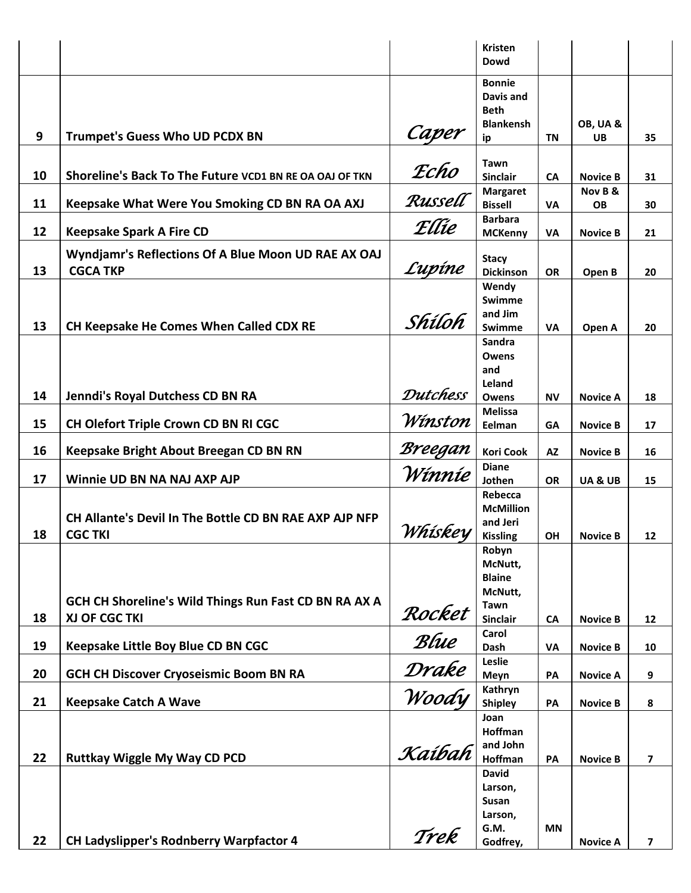| | | | | | | |
|---|---|---|---|---|---|---|
| | | | Kristen Dowd | | | |
| 9 | Trumpet's Guess Who UD PCDX BN | Caper | Bonnie Davis and Beth Blankenship | TN | OB, UA & UB | 35 |
| 10 | Shoreline's Back To The Future VCD1 BN RE OA OAJ OF TKN | Echo | Tawn Sinclair | CA | Novice B | 31 |
| 11 | Keepsake What Were You Smoking CD BN RA OA AXJ | Russell | Margaret Bissell | VA | Nov B & OB | 30 |
| 12 | Keepsake Spark A Fire CD | Ellie | Barbara MCKenny | VA | Novice B | 21 |
| 13 | Wyndjamr's Reflections Of A Blue Moon UD RAE AX OAJ CGCA TKP | Lupine | Stacy Dickinson | OR | Open B | 20 |
| 13 | CH Keepsake He Comes When Called CDX RE | Shiloh | Wendy Swimme and Jim Swimme | VA | Open A | 20 |
| 14 | Jenndi's Royal Dutchess CD BN RA | Dutchess | Sandra Owens and Leland Owens | NV | Novice A | 18 |
| 15 | CH Olefort Triple Crown CD BN RI CGC | Winston | Melissa Eelman | GA | Novice B | 17 |
| 16 | Keepsake Bright About Breegan CD BN RN | Breegan | Kori Cook | AZ | Novice B | 16 |
| 17 | Winnie UD BN NA NAJ AXP AJP | Winnie | Diane Jothen | OR | UA & UB | 15 |
| 18 | CH Allante's Devil In The Bottle CD BN RAE AXP AJP NFP CGC TKI | Whiskey | Rebecca McMillion and Jeri Kissling | OH | Novice B | 12 |
| 18 | GCH CH Shoreline's Wild Things Run Fast CD BN RA AX A XJ OF CGC TKI | Rocket | Robyn McNutt, Blaine McNutt, Tawn Sinclair | CA | Novice B | 12 |
| 19 | Keepsake Little Boy Blue CD BN CGC | Blue | Carol Dash | VA | Novice B | 10 |
| 20 | GCH CH Discover Cryoseismic Boom BN RA | Drake | Leslie Meyn | PA | Novice A | 9 |
| 21 | Keepsake Catch A Wave | Woody | Kathryn Shipley | PA | Novice B | 8 |
| 22 | Ruttkay Wiggle My Way CD PCD | Kaibah | Joan Hoffman and John Hoffman | PA | Novice B | 7 |
| 22 | CH Ladyslipper's Rodnberry Warpfactor 4 | Trek | David Larson, Susan Larson, G.M. Godfrey, | MN | Novice A | 7 |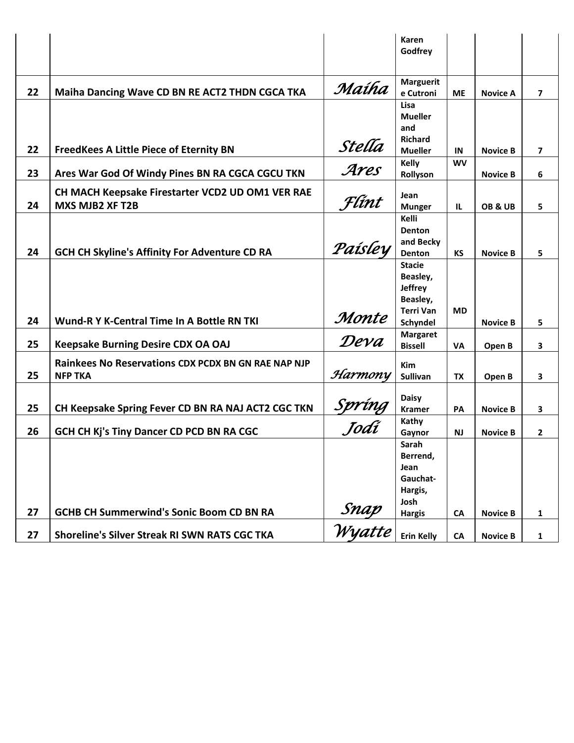| | | | | | | |
|---|---|---|---|---|---|---|
| | | | Karen Godfrey | | | |
| 22 | Maiha Dancing Wave CD BN RE ACT2 THDN CGCA TKA | Maiha | Marguerite Cutroni | ME | Novice A | 7 |
| 22 | FreedKees A Little Piece of Eternity BN | Stella | Lisa Mueller and Richard Mueller | IN | Novice B | 7 |
| 23 | Ares War God Of Windy Pines BN RA CGCA CGCU TKN | Ares | Kelly Rollyson | WV | Novice B | 6 |
| 24 | CH MACH Keepsake Firestarter VCD2 UD OM1 VER RAE MXS MJB2 XF T2B | Flint | Jean Munger | IL | OB & UB | 5 |
| 24 | GCH CH Skyline's Affinity For Adventure CD RA | Paisley | Kelli Denton and Becky Denton | KS | Novice B | 5 |
| 24 | Wund-R Y K-Central Time In A Bottle RN TKI | Monte | Stacie Beasley, Jeffrey Beasley, Terri Van Schyndel | MD | Novice B | 5 |
| 25 | Keepsake Burning Desire CDX OA OAJ | Deva | Margaret Bissell | VA | Open B | 3 |
| 25 | Rainkees No Reservations CDX PCDX BN GN RAE NAP NJP NFP TKA | Harmony | Kim Sullivan | TX | Open B | 3 |
| 25 | CH Keepsake Spring Fever CD BN RA NAJ ACT2 CGC TKN | Spring | Daisy Kramer | PA | Novice B | 3 |
| 26 | GCH CH Kj's Tiny Dancer CD PCD BN RA CGC | Jodi | Kathy Gaynor | NJ | Novice B | 2 |
| 27 | GCHB CH Summerwind's Sonic Boom CD BN RA | Snap | Sarah Berrend, Jean Gauchat-Hargis, Josh Hargis | CA | Novice B | 1 |
| 27 | Shoreline's Silver Streak RI SWN RATS CGC TKA | Wyatte | Erin Kelly | CA | Novice B | 1 |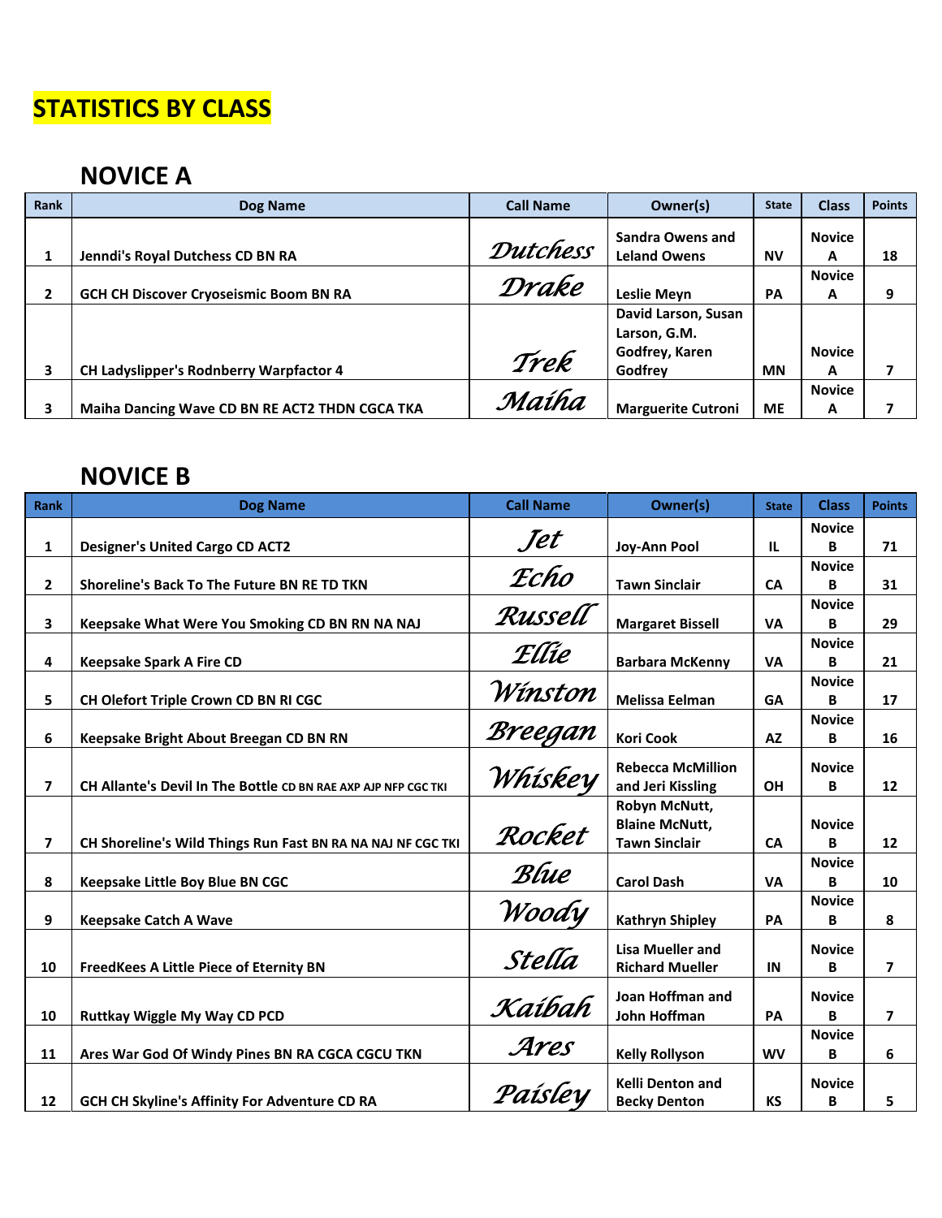# STATISTICS BY CLASS

## NOVICE A

| Rank | Dog Name | Call Name | Owner(s) | State | Class | Points |
|---|---|---|---|---|---|---|
| 1 | Jenndi's Royal Dutchess CD BN RA | Dutchess | Sandra Owens and Leland Owens | NV | Novice A | 18 |
| 2 | GCH CH Discover Cryoseismic Boom BN RA | Drake | Leslie Meyn | PA | Novice A | 9 |
| 3 | CH Ladyslipper's Rodnberry Warpfactor 4 | Trek | David Larson, Susan Larson, G.M. Godfrey, Karen Godfrey | MN | Novice A | 7 |
| 3 | Maiha Dancing Wave CD BN RE ACT2 THDN CGCA TKA | Maiha | Marguerite Cutroni | ME | Novice A | 7 |

## NOVICE B

| Rank | Dog Name | Call Name | Owner(s) | State | Class | Points |
|---|---|---|---|---|---|---|
| 1 | Designer's United Cargo CD ACT2 | Jet | Joy-Ann Pool | IL | Novice B | 71 |
| 2 | Shoreline's Back To The Future BN RE TD TKN | Echo | Tawn Sinclair | CA | Novice B | 31 |
| 3 | Keepsake What Were You Smoking CD BN RN NA NAJ | Russell | Margaret Bissell | VA | Novice B | 29 |
| 4 | Keepsake Spark A Fire CD | Ellie | Barbara McKenny | VA | Novice B | 21 |
| 5 | CH Olefort Triple Crown CD BN RI CGC | Winston | Melissa Eelman | GA | Novice B | 17 |
| 6 | Keepsake Bright About Breegan CD BN RN | Breegan | Kori Cook | AZ | Novice B | 16 |
| 7 | CH Allante's Devil In The Bottle CD BN RAE AXP AJP NFP CGC TKI | Whiskey | Rebecca McMillion and Jeri Kissling | OH | Novice B | 12 |
| 7 | CH Shoreline's Wild Things Run Fast BN RA NA NAJ NF CGC TKI | Rocket | Robyn McNutt, Blaine McNutt, Tawn Sinclair | CA | Novice B | 12 |
| 8 | Keepsake Little Boy Blue BN CGC | Blue | Carol Dash | VA | Novice B | 10 |
| 9 | Keepsake Catch A Wave | Woody | Kathryn Shipley | PA | Novice B | 8 |
| 10 | FreedKees A Little Piece of Eternity BN | Stella | Lisa Mueller and Richard Mueller | IN | Novice B | 7 |
| 10 | Ruttkay Wiggle My Way CD PCD | Kaibah | Joan Hoffman and John Hoffman | PA | Novice B | 7 |
| 11 | Ares War God Of Windy Pines BN RA CGCA CGCU TKN | Ares | Kelly Rollyson | WV | Novice B | 6 |
| 12 | GCH CH Skyline's Affinity For Adventure CD RA | Paisley | Kelli Denton and Becky Denton | KS | Novice B | 5 |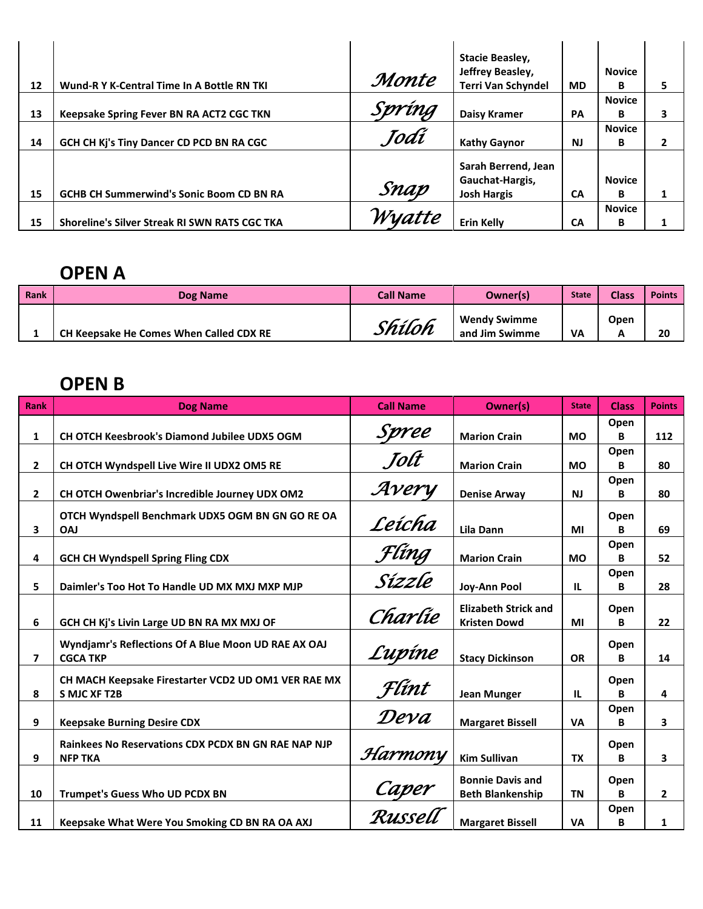| Rank | Dog Name | Call Name | Owner(s) | State | Class | Points |
|---|---|---|---|---|---|---|
| 12 | Wund-R Y K-Central Time In A Bottle RN TKI | Monte | Stacie Beasley, Jeffrey Beasley, Terri Van Schyndel | MD | Novice B | 5 |
| 13 | Keepsake Spring Fever BN RA ACT2 CGC TKN | Spring | Daisy Kramer | PA | Novice B | 3 |
| 14 | GCH CH Kj's Tiny Dancer CD PCD BN RA CGC | Jodi | Kathy Gaynor | NJ | Novice B | 2 |
| 15 | GCHB CH Summerwind's Sonic Boom CD BN RA | Snap | Sarah Berrend, Jean Gauchat-Hargis, Josh Hargis | CA | Novice B | 1 |
| 15 | Shoreline's Silver Streak RI SWN RATS CGC TKA | Wyatte | Erin Kelly | CA | Novice B | 1 |

## OPEN A

| Rank | Dog Name | Call Name | Owner(s) | State | Class | Points |
|---|---|---|---|---|---|---|
| 1 | CH Keepsake He Comes When Called CDX RE | Shiloh | Wendy Swimme and Jim Swimme | VA | Open A | 20 |

## OPEN B

| Rank | Dog Name | Call Name | Owner(s) | State | Class | Points |
|---|---|---|---|---|---|---|
| 1 | CH OTCH Keesbrook's Diamond Jubilee UDX5 OGM | Spree | Marion Crain | MO | Open B | 112 |
| 2 | CH OTCH Wyndspell Live Wire II UDX2 OM5 RE | Jolt | Marion Crain | MO | Open B | 80 |
| 2 | CH OTCH Owenbriar's Incredible Journey UDX OM2 | Avery | Denise Arway | NJ | Open B | 80 |
| 3 | OTCH Wyndspell Benchmark UDX5 OGM BN GN GO RE OA OAJ | Leicha | Lila Dann | MI | Open B | 69 |
| 4 | GCH CH Wyndspell Spring Fling CDX | Fling | Marion Crain | MO | Open B | 52 |
| 5 | Daimler's Too Hot To Handle UD MX MXJ MXP MJP | Sizzle | Joy-Ann Pool | IL | Open B | 28 |
| 6 | GCH CH Kj's Livin Large UD BN RA MX MXJ OF | Charlie | Elizabeth Strick and Kristen Dowd | MI | Open B | 22 |
| 7 | Wyndjamr's Reflections Of A Blue Moon UD RAE AX OAJ CGCA TKP | Lupine | Stacy Dickinson | OR | Open B | 14 |
| 8 | CH MACH Keepsake Firestarter VCD2 UD OM1 VER RAE MX S MJC XF T2B | Flint | Jean Munger | IL | Open B | 4 |
| 9 | Keepsake Burning Desire CDX | Deva | Margaret Bissell | VA | Open B | 3 |
| 9 | Rainkees No Reservations CDX PCDX BN GN RAE NAP NJP NFP TKA | Harmony | Kim Sullivan | TX | Open B | 3 |
| 10 | Trumpet's Guess Who UD PCDX BN | Caper | Bonnie Davis and Beth Blankenship | TN | Open B | 2 |
| 11 | Keepsake What Were You Smoking CD BN RA OA AXJ | Russell | Margaret Bissell | VA | Open B | 1 |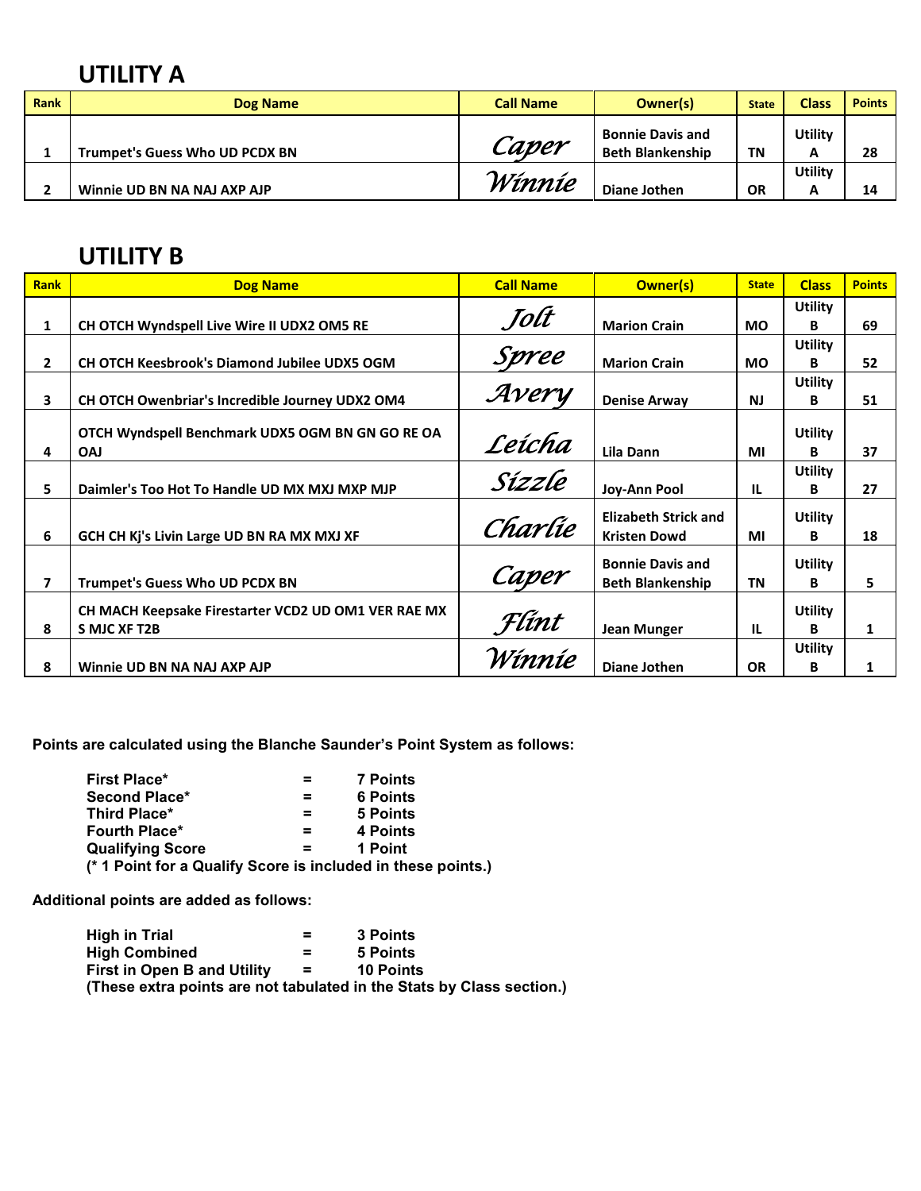## UTILITY A

| Rank | Dog Name | Call Name | Owner(s) | State | Class | Points |
|---|---|---|---|---|---|---|
| 1 | Trumpet's Guess Who UD PCDX BN | Caper | Bonnie Davis and Beth Blankenship | TN | Utility A | 28 |
| 2 | Winnie UD BN NA NAJ AXP AJP | Winnie | Diane Jothen | OR | Utility A | 14 |

## UTILITY B

| Rank | Dog Name | Call Name | Owner(s) | State | Class | Points |
|---|---|---|---|---|---|---|
| 1 | CH OTCH Wyndspell Live Wire II UDX2 OM5 RE | Jolt | Marion Crain | MO | Utility B | 69 |
| 2 | CH OTCH Keesbrook's Diamond Jubilee UDX5 OGM | Spree | Marion Crain | MO | Utility B | 52 |
| 3 | CH OTCH Owenbriar's Incredible Journey UDX2 OM4 | Avery | Denise Arway | NJ | Utility B | 51 |
| 4 | OTCH Wyndspell Benchmark UDX5 OGM BN GN GO RE OA OAJ | Leicha | Lila Dann | MI | Utility B | 37 |
| 5 | Daimler's Too Hot To Handle UD MX MXJ MXP MJP | Sizzle | Joy-Ann Pool | IL | Utility B | 27 |
| 6 | GCH CH Kj's Livin Large UD BN RA MX MXJ XF | Charlie | Elizabeth Strick and Kristen Dowd | MI | Utility B | 18 |
| 7 | Trumpet's Guess Who UD PCDX BN | Caper | Bonnie Davis and Beth Blankenship | TN | Utility B | 5 |
| 8 | CH MACH Keepsake Firestarter VCD2 UD OM1 VER RAE MX S MJC XF T2B | Flint | Jean Munger | IL | Utility B | 1 |
| 8 | Winnie UD BN NA NAJ AXP AJP | Winnie | Diane Jothen | OR | Utility B | 1 |

**Points are calculated using the Blanche Saunder's Point System as follows:**

**First Place\* = 7 Points**
**Second Place\* = 6 Points**
**Third Place\* = 5 Points**
**Fourth Place\* = 4 Points**
**Qualifying Score = 1 Point**
**(\* 1 Point for a Qualify Score is included in these points.)**

**Additional points are added as follows:**

**High in Trial = 3 Points**
**High Combined = 5 Points**
**First in Open B and Utility = 10 Points**
**(These extra points are not tabulated in the Stats by Class section.)**